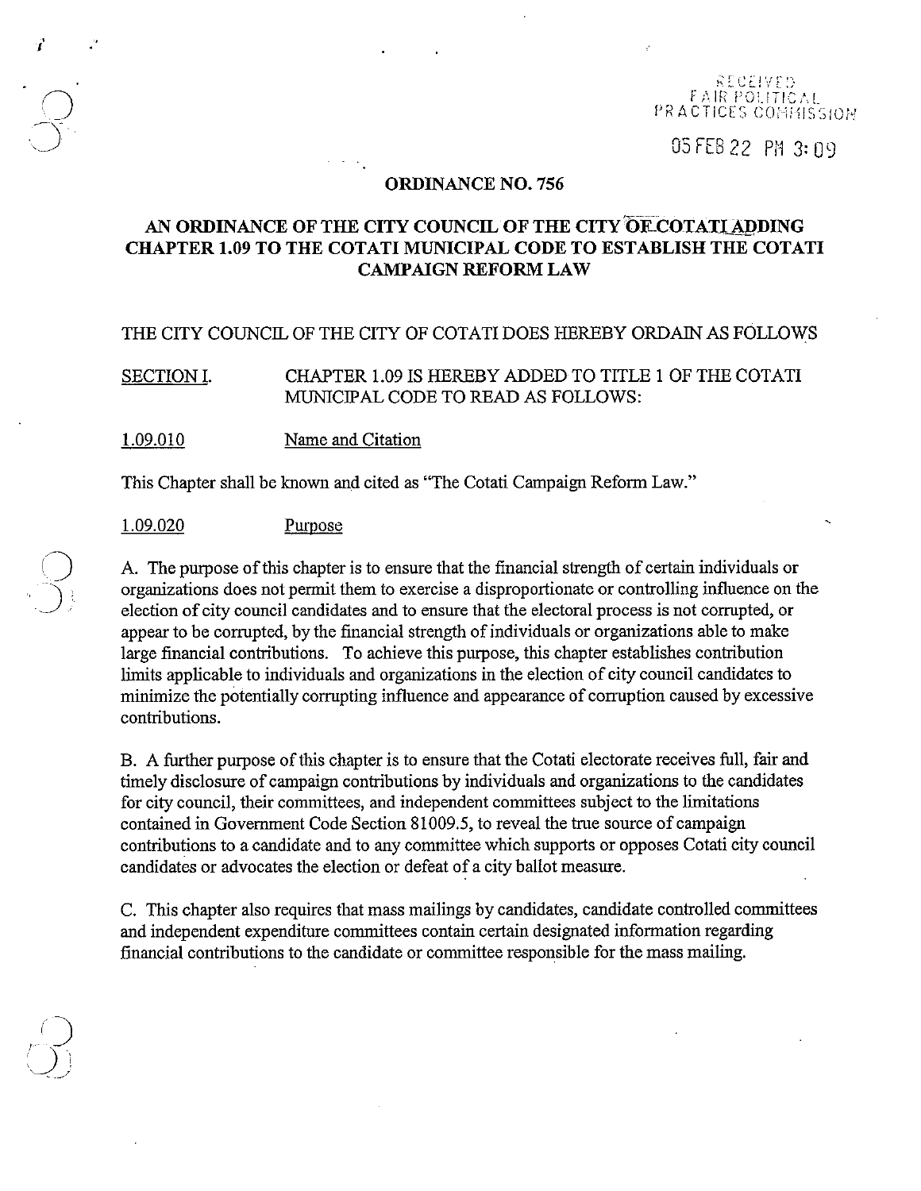RECEIVED
FAIR POLITICAL
PRACTICES COMMISSION

05 FEB 22 PM 3:09

# ORDINANCE NO. 756

## AN ORDINANCE OF THE CITY COUNCIL OF THE CITY OF COTATI ADDING CHAPTER 1.09 TO THE COTATI MUNICIPAL CODE TO ESTABLISH THE COTATI CAMPAIGN REFORM LAW

THE CITY COUNCIL OF THE CITY OF COTATI DOES HEREBY ORDAIN AS FOLLOWS

<u>SECTION I.</u> CHAPTER 1.09 IS HEREBY ADDED TO TITLE 1 OF THE COTATI MUNICIPAL CODE TO READ AS FOLLOWS:

<u>1.09.010</u> Name and Citation

This Chapter shall be known and cited as "The Cotati Campaign Reform Law."

<u>1.09.020</u> <u>Purpose</u>

A. The purpose of this chapter is to ensure that the financial strength of certain individuals or organizations does not permit them to exercise a disproportionate or controlling influence on the election of city council candidates and to ensure that the electoral process is not corrupted, or appear to be corrupted, by the financial strength of individuals or organizations able to make large financial contributions. To achieve this purpose, this chapter establishes contribution limits applicable to individuals and organizations in the election of city council candidates to minimize the potentially corrupting influence and appearance of corruption caused by excessive contributions.

B. A further purpose of this chapter is to ensure that the Cotati electorate receives full, fair and timely disclosure of campaign contributions by individuals and organizations to the candidates for city council, their committees, and independent committees subject to the limitations contained in Government Code Section 81009.5, to reveal the true source of campaign contributions to a candidate and to any committee which supports or opposes Cotati city council candidates or advocates the election or defeat of a city ballot measure.

C. This chapter also requires that mass mailings by candidates, candidate controlled committees and independent expenditure committees contain certain designated information regarding financial contributions to the candidate or committee responsible for the mass mailing.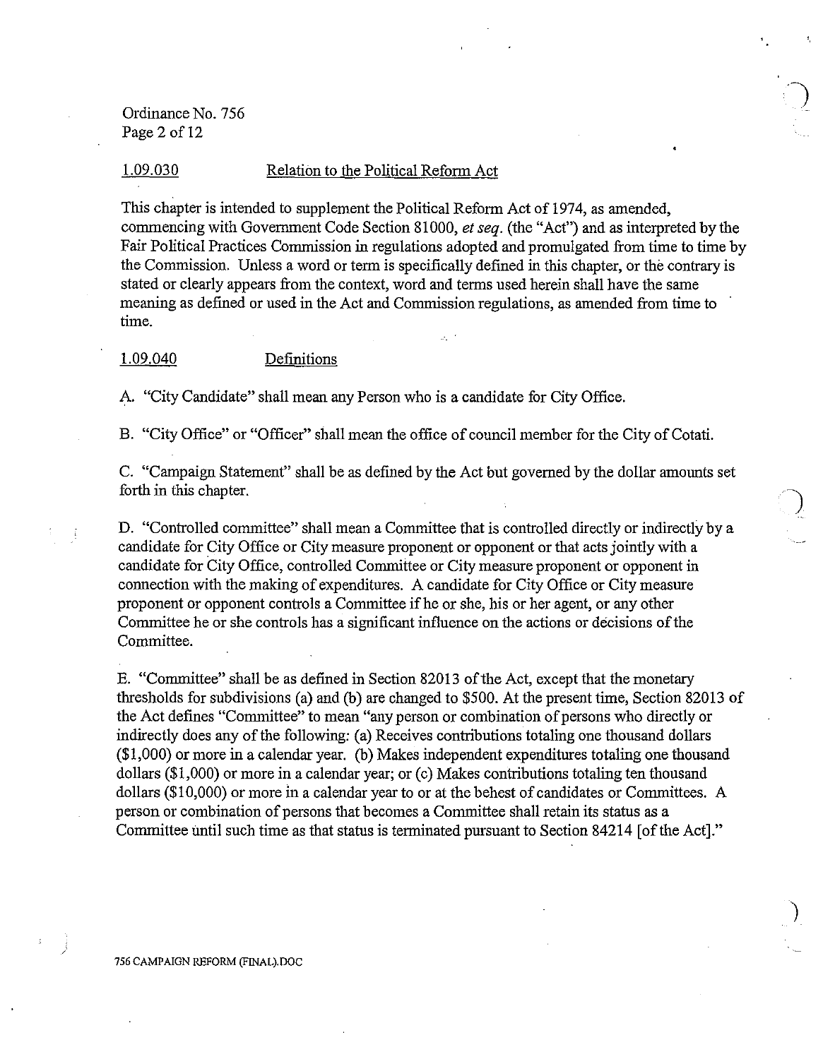### 1.09.030 Relation to the Political Reform Act

This chapter is intended to supplement the Political Reform Act of 1974, as amended, commencing with Government Code Section 81000, *et seq.* (the "Act") and as interpreted by the Fair Political Practices Commission in regulations adopted and promulgated from time to time by the Commission. Unless a word or term is specifically defined in this chapter, or the contrary is stated or clearly appears from the context, word and terms used herein shall have the same meaning as defined or used in the Act and Commission regulations, as amended from time to time.

### 1.09.040 Definitions

A. "City Candidate" shall mean any Person who is a candidate for City Office.

B. "City Office" or "Officer" shall mean the office of council member for the City of Cotati.

C. "Campaign Statement" shall be as defined by the Act but governed by the dollar amounts set forth in this chapter.

D. "Controlled committee" shall mean a Committee that is controlled directly or indirectly by a candidate for City Office or City measure proponent or opponent or that acts jointly with a candidate for City Office, controlled Committee or City measure proponent or opponent in connection with the making of expenditures. A candidate for City Office or City measure proponent or opponent controls a Committee if he or she, his or her agent, or any other Committee he or she controls has a significant influence on the actions or decisions of the Committee.

E. "Committee" shall be as defined in Section 82013 of the Act, except that the monetary thresholds for subdivisions (a) and (b) are changed to $500. At the present time, Section 82013 of the Act defines "Committee" to mean "any person or combination of persons who directly or indirectly does any of the following: (a) Receives contributions totaling one thousand dollars ($1,000) or more in a calendar year. (b) Makes independent expenditures totaling one thousand dollars ($1,000) or more in a calendar year; or (c) Makes contributions totaling ten thousand dollars ($10,000) or more in a calendar year to or at the behest of candidates or Committees. A person or combination of persons that becomes a Committee shall retain its status as a Committee until such time as that status is terminated pursuant to Section 84214 [of the Act]."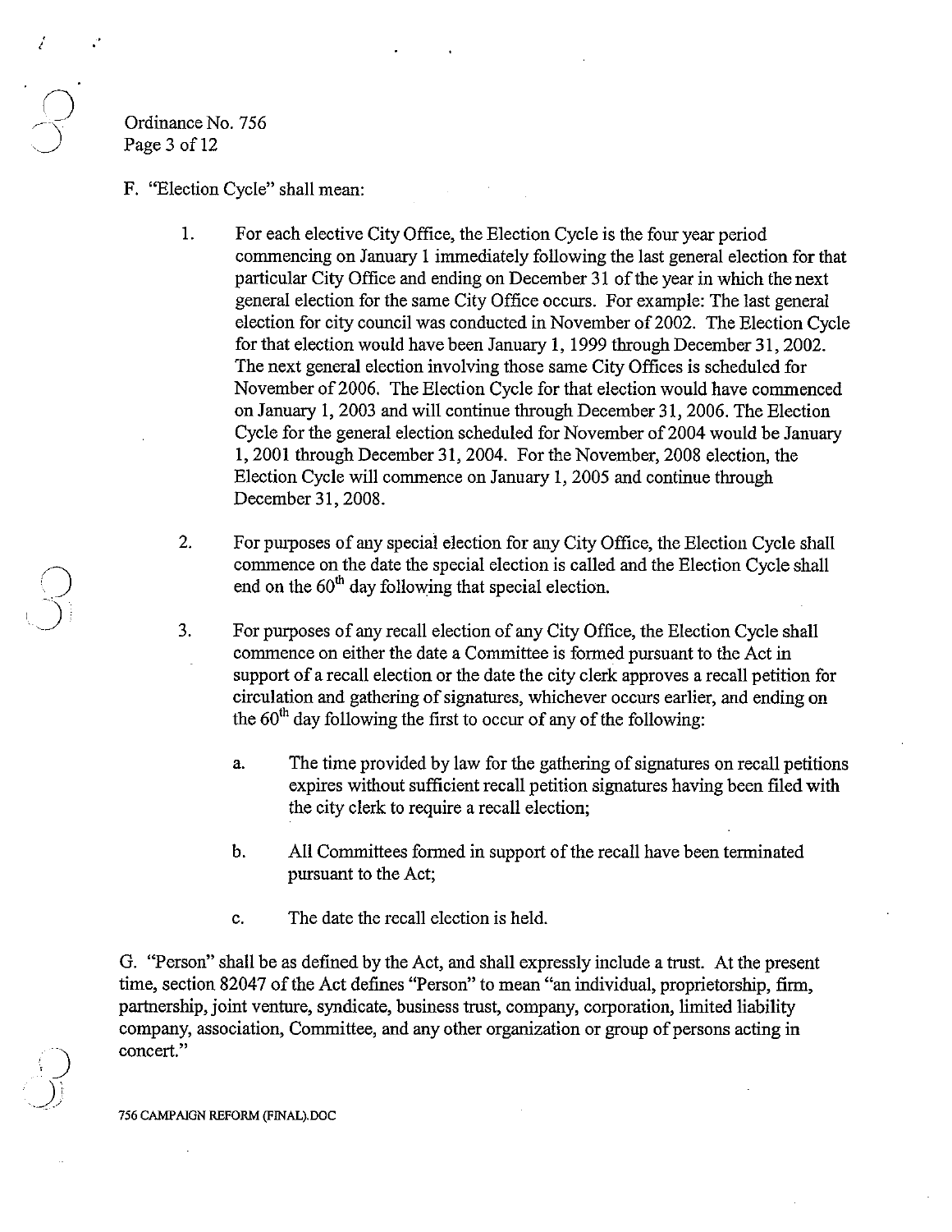F. "Election Cycle" shall mean:

1. For each elective City Office, the Election Cycle is the four year period commencing on January 1 immediately following the last general election for that particular City Office and ending on December 31 of the year in which the next general election for the same City Office occurs. For example: The last general election for city council was conducted in November of 2002. The Election Cycle for that election would have been January 1, 1999 through December 31, 2002. The next general election involving those same City Offices is scheduled for November of 2006. The Election Cycle for that election would have commenced on January 1, 2003 and will continue through December 31, 2006. The Election Cycle for the general election scheduled for November of 2004 would be January 1, 2001 through December 31, 2004. For the November, 2008 election, the Election Cycle will commence on January 1, 2005 and continue through December 31, 2008.

2. For purposes of any special election for any City Office, the Election Cycle shall commence on the date the special election is called and the Election Cycle shall end on the 60th day following that special election.

3. For purposes of any recall election of any City Office, the Election Cycle shall commence on either the date a Committee is formed pursuant to the Act in support of a recall election or the date the city clerk approves a recall petition for circulation and gathering of signatures, whichever occurs earlier, and ending on the 60th day following the first to occur of any of the following:

   a. The time provided by law for the gathering of signatures on recall petitions expires without sufficient recall petition signatures having been filed with the city clerk to require a recall election;

   b. All Committees formed in support of the recall have been terminated pursuant to the Act;

   c. The date the recall election is held.

G. "Person" shall be as defined by the Act, and shall expressly include a trust. At the present time, section 82047 of the Act defines "Person" to mean "an individual, proprietorship, firm, partnership, joint venture, syndicate, business trust, company, corporation, limited liability company, association, Committee, and any other organization or group of persons acting in concert."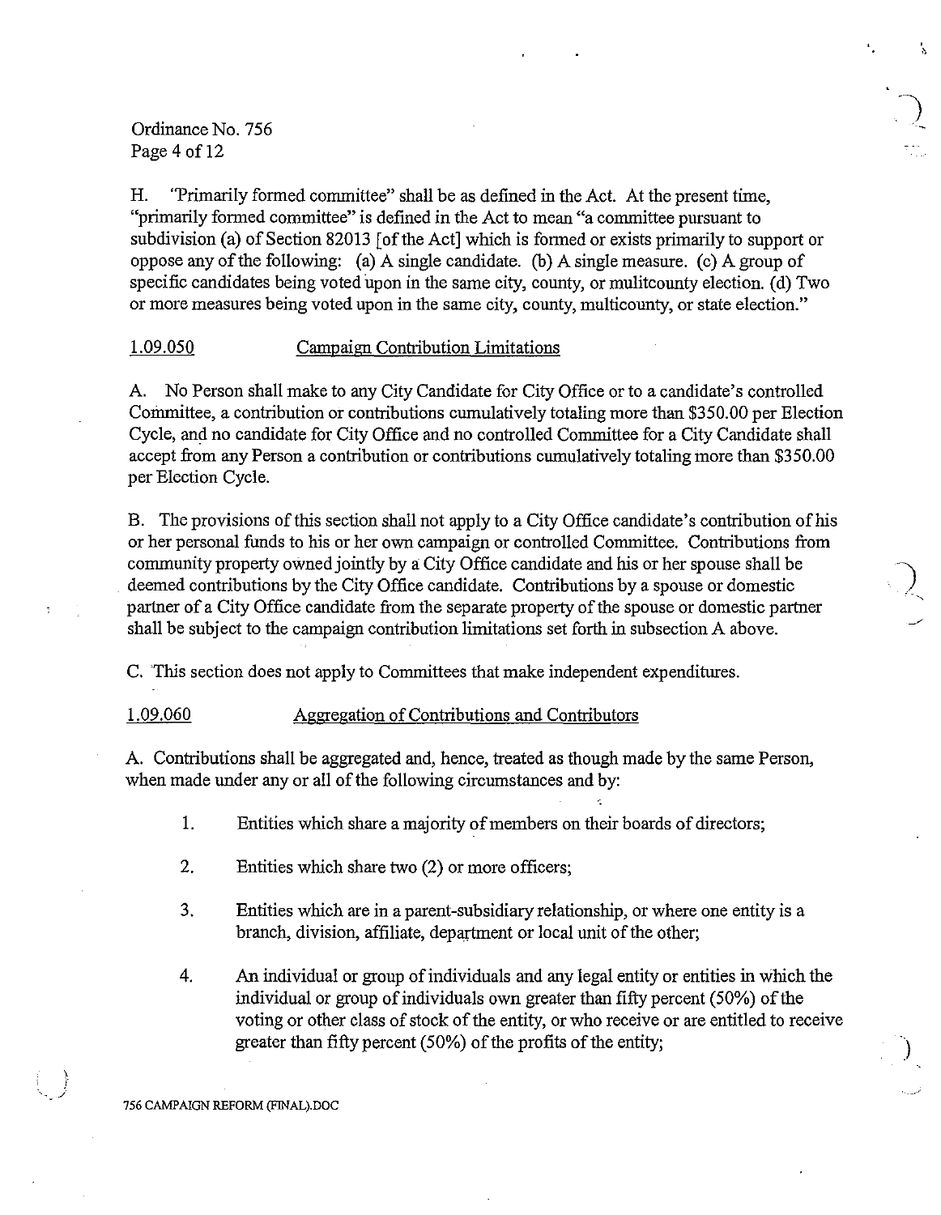H. "Primarily formed committee" shall be as defined in the Act. At the present time, "primarily formed committee" is defined in the Act to mean "a committee pursuant to subdivision (a) of Section 82013 [of the Act] which is formed or exists primarily to support or oppose any of the following: (a) A single candidate. (b) A single measure. (c) A group of specific candidates being voted upon in the same city, county, or mulitcounty election. (d) Two or more measures being voted upon in the same city, county, multicounty, or state election."

1.09.050 Campaign Contribution Limitations

A. No Person shall make to any City Candidate for City Office or to a candidate's controlled Committee, a contribution or contributions cumulatively totaling more than $350.00 per Election Cycle, and no candidate for City Office and no controlled Committee for a City Candidate shall accept from any Person a contribution or contributions cumulatively totaling more than $350.00 per Election Cycle.

B. The provisions of this section shall not apply to a City Office candidate's contribution of his or her personal funds to his or her own campaign or controlled Committee. Contributions from community property owned jointly by a City Office candidate and his or her spouse shall be deemed contributions by the City Office candidate. Contributions by a spouse or domestic partner of a City Office candidate from the separate property of the spouse or domestic partner shall be subject to the campaign contribution limitations set forth in subsection A above.

C. This section does not apply to Committees that make independent expenditures.

1.09.060 Aggregation of Contributions and Contributors

A. Contributions shall be aggregated and, hence, treated as though made by the same Person, when made under any or all of the following circumstances and by:

1. Entities which share a majority of members on their boards of directors;

2. Entities which share two (2) or more officers;

3. Entities which are in a parent-subsidiary relationship, or where one entity is a branch, division, affiliate, department or local unit of the other;

4. An individual or group of individuals and any legal entity or entities in which the individual or group of individuals own greater than fifty percent (50%) of the voting or other class of stock of the entity, or who receive or are entitled to receive greater than fifty percent (50%) of the profits of the entity;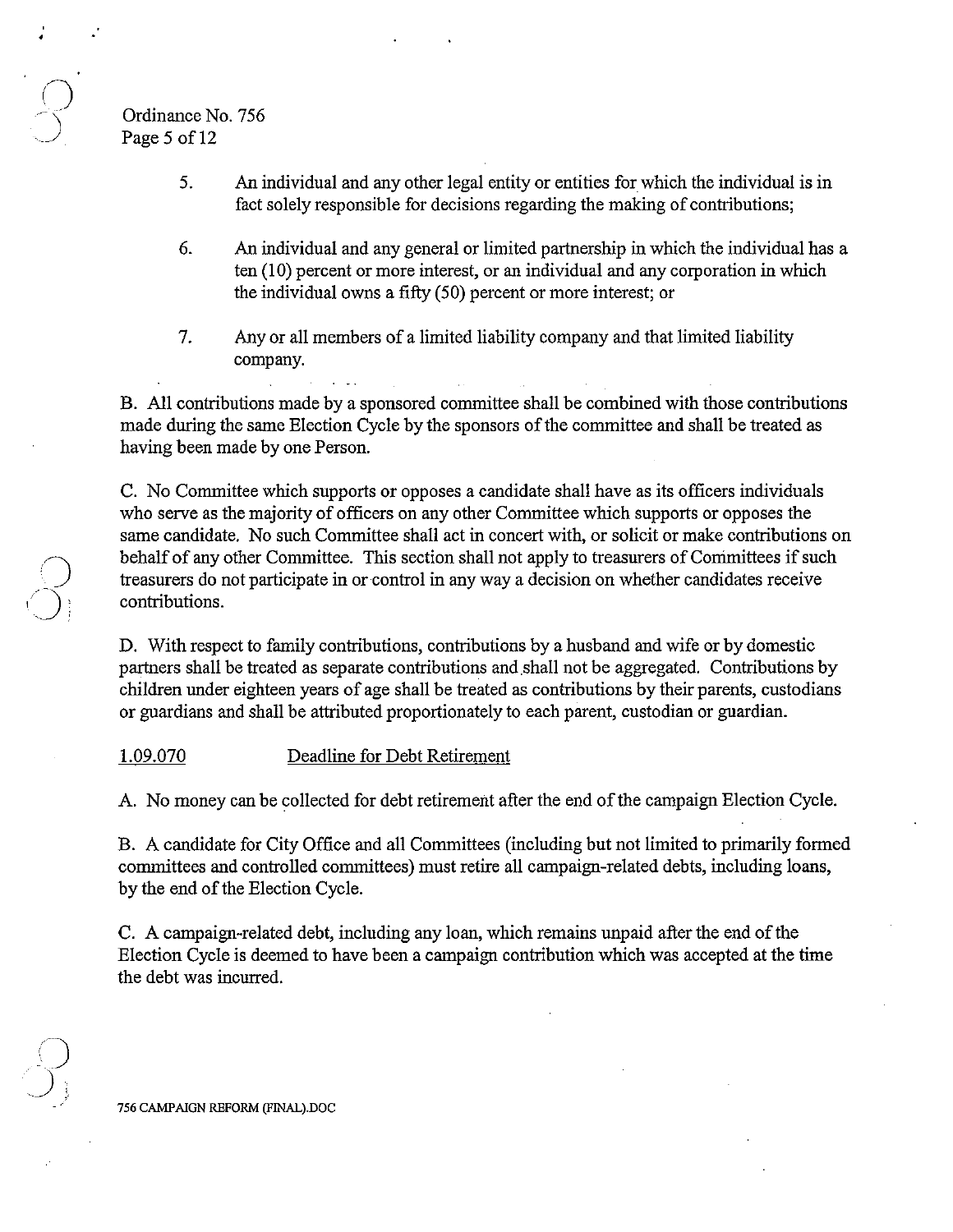5. An individual and any other legal entity or entities for which the individual is in fact solely responsible for decisions regarding the making of contributions;

6. An individual and any general or limited partnership in which the individual has a ten (10) percent or more interest, or an individual and any corporation in which the individual owns a fifty (50) percent or more interest; or

7. Any or all members of a limited liability company and that limited liability company.

B. All contributions made by a sponsored committee shall be combined with those contributions made during the same Election Cycle by the sponsors of the committee and shall be treated as having been made by one Person.

C. No Committee which supports or opposes a candidate shall have as its officers individuals who serve as the majority of officers on any other Committee which supports or opposes the same candidate. No such Committee shall act in concert with, or solicit or make contributions on behalf of any other Committee. This section shall not apply to treasurers of Committees if such treasurers do not participate in or control in any way a decision on whether candidates receive contributions.

D. With respect to family contributions, contributions by a husband and wife or by domestic partners shall be treated as separate contributions and shall not be aggregated. Contributions by children under eighteen years of age shall be treated as contributions by their parents, custodians or guardians and shall be attributed proportionately to each parent, custodian or guardian.

<u>1.09.070</u> <u>Deadline for Debt Retirement</u>

A. No money can be collected for debt retirement after the end of the campaign Election Cycle.

B. A candidate for City Office and all Committees (including but not limited to primarily formed committees and controlled committees) must retire all campaign-related debts, including loans, by the end of the Election Cycle.

C. A campaign-related debt, including any loan, which remains unpaid after the end of the Election Cycle is deemed to have been a campaign contribution which was accepted at the time the debt was incurred.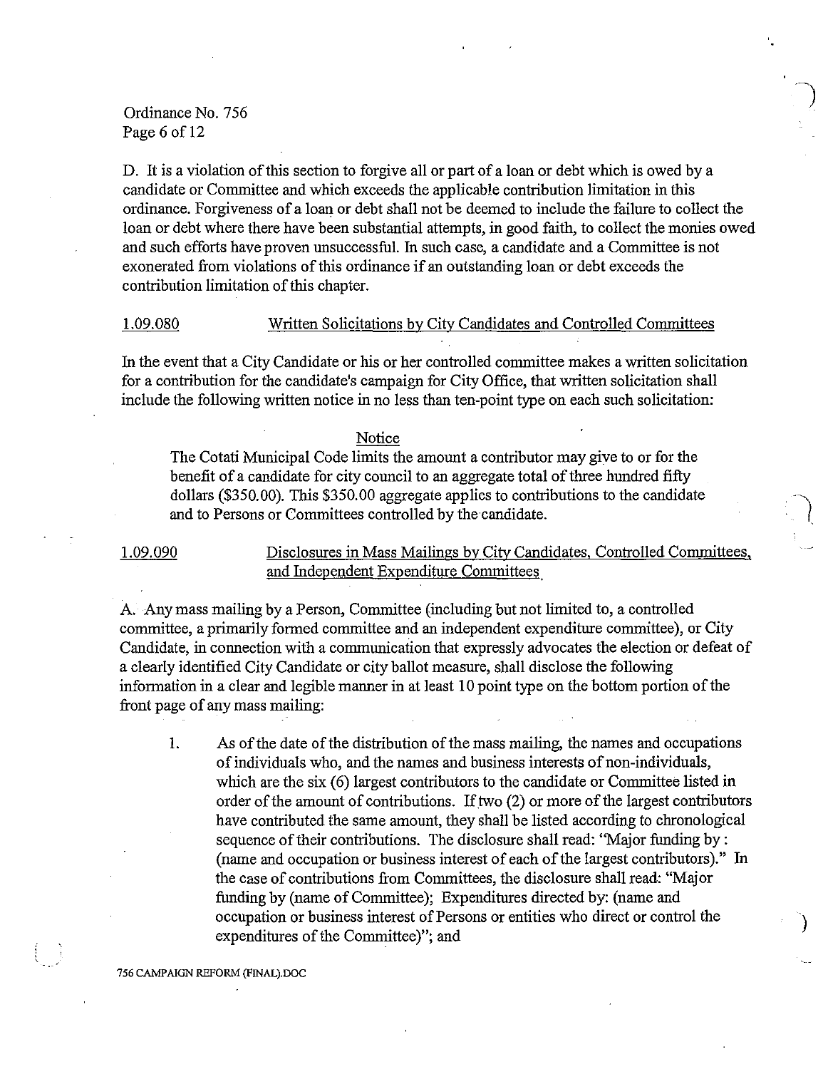D. It is a violation of this section to forgive all or part of a loan or debt which is owed by a candidate or Committee and which exceeds the applicable contribution limitation in this ordinance. Forgiveness of a loan or debt shall not be deemed to include the failure to collect the loan or debt where there have been substantial attempts, in good faith, to collect the monies owed and such efforts have proven unsuccessful. In such case, a candidate and a Committee is not exonerated from violations of this ordinance if an outstanding loan or debt exceeds the contribution limitation of this chapter.

### 1.09.080 Written Solicitations by City Candidates and Controlled Committees

In the event that a City Candidate or his or her controlled committee makes a written solicitation for a contribution for the candidate's campaign for City Office, that written solicitation shall include the following written notice in no less than ten-point type on each such solicitation:

> <u>Notice</u>
>
> The Cotati Municipal Code limits the amount a contributor may give to or for the benefit of a candidate for city council to an aggregate total of three hundred fifty dollars ($350.00). This $350.00 aggregate applies to contributions to the candidate and to Persons or Committees controlled by the candidate.

### 1.09.090 Disclosures in Mass Mailings by City Candidates, Controlled Committees, and Independent Expenditure Committees

A. Any mass mailing by a Person, Committee (including but not limited to, a controlled committee, a primarily formed committee and an independent expenditure committee), or City Candidate, in connection with a communication that expressly advocates the election or defeat of a clearly identified City Candidate or city ballot measure, shall disclose the following information in a clear and legible manner in at least 10 point type on the bottom portion of the front page of any mass mailing:

1. As of the date of the distribution of the mass mailing, the names and occupations of individuals who, and the names and business interests of non-individuals, which are the six (6) largest contributors to the candidate or Committee listed in order of the amount of contributions. If two (2) or more of the largest contributors have contributed the same amount, they shall be listed according to chronological sequence of their contributions. The disclosure shall read: "Major funding by : (name and occupation or business interest of each of the largest contributors)." In the case of contributions from Committees, the disclosure shall read: "Major funding by (name of Committee); Expenditures directed by: (name and occupation or business interest of Persons or entities who direct or control the expenditures of the Committee)"; and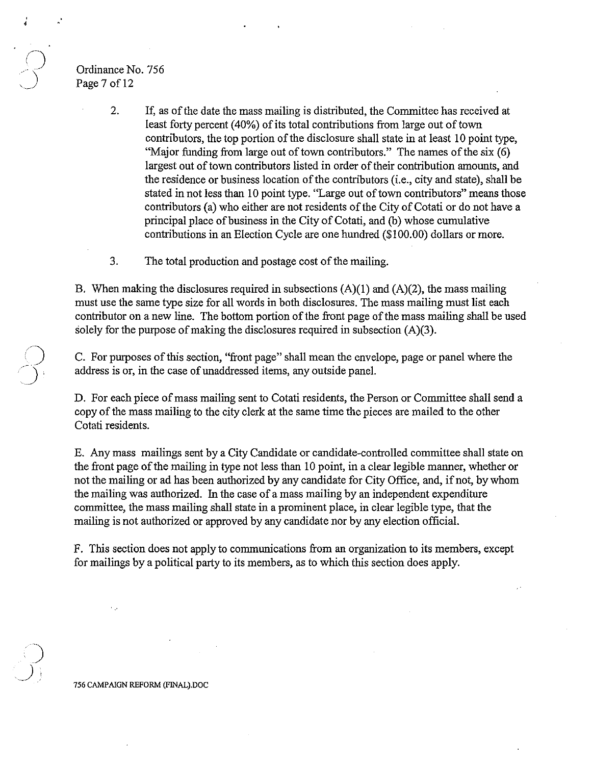2. If, as of the date the mass mailing is distributed, the Committee has received at least forty percent (40%) of its total contributions from large out of town contributors, the top portion of the disclosure shall state in at least 10 point type, "Major funding from large out of town contributors." The names of the six (6) largest out of town contributors listed in order of their contribution amounts, and the residence or business location of the contributors (i.e., city and state), shall be stated in not less than 10 point type. "Large out of town contributors" means those contributors (a) who either are not residents of the City of Cotati or do not have a principal place of business in the City of Cotati, and (b) whose cumulative contributions in an Election Cycle are one hundred ($100.00) dollars or more.

3. The total production and postage cost of the mailing.

B. When making the disclosures required in subsections (A)(1) and (A)(2), the mass mailing must use the same type size for all words in both disclosures. The mass mailing must list each contributor on a new line. The bottom portion of the front page of the mass mailing shall be used solely for the purpose of making the disclosures required in subsection (A)(3).

C. For purposes of this section, "front page" shall mean the envelope, page or panel where the address is or, in the case of unaddressed items, any outside panel.

D. For each piece of mass mailing sent to Cotati residents, the Person or Committee shall send a copy of the mass mailing to the city clerk at the same time the pieces are mailed to the other Cotati residents.

E. Any mass mailings sent by a City Candidate or candidate-controlled committee shall state on the front page of the mailing in type not less than 10 point, in a clear legible manner, whether or not the mailing or ad has been authorized by any candidate for City Office, and, if not, by whom the mailing was authorized. In the case of a mass mailing by an independent expenditure committee, the mass mailing shall state in a prominent place, in clear legible type, that the mailing is not authorized or approved by any candidate nor by any election official.

F. This section does not apply to communications from an organization to its members, except for mailings by a political party to its members, as to which this section does apply.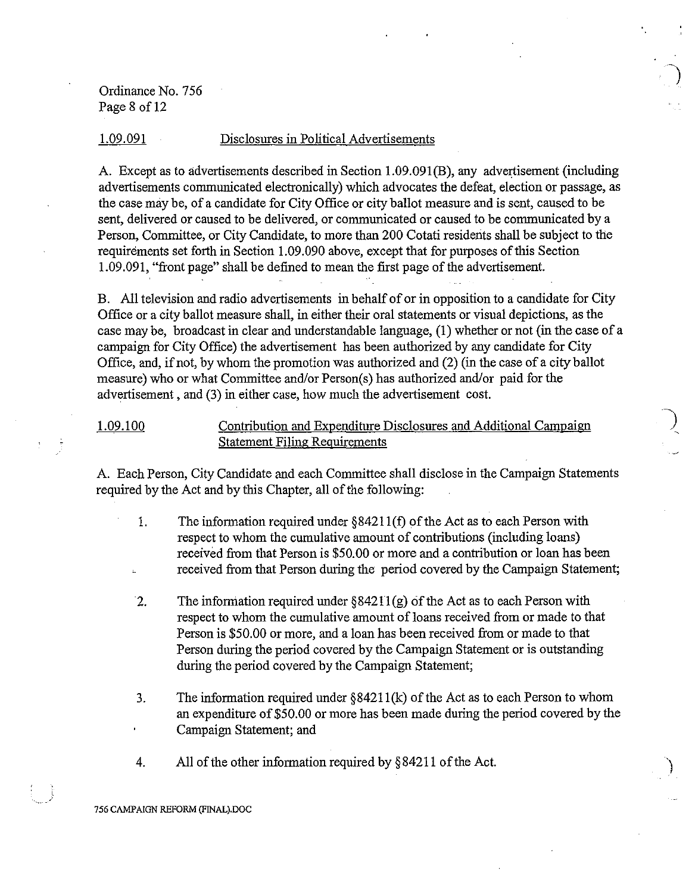Ordinance No. 756

### 1.09.091 Disclosures in Political Advertisements

A. Except as to advertisements described in Section 1.09.091(B), any advertisement (including advertisements communicated electronically) which advocates the defeat, election or passage, as the case may be, of a candidate for City Office or city ballot measure and is sent, caused to be sent, delivered or caused to be delivered, or communicated or caused to be communicated by a Person, Committee, or City Candidate, to more than 200 Cotati residents shall be subject to the requirements set forth in Section 1.09.090 above, except that for purposes of this Section 1.09.091, "front page" shall be defined to mean the first page of the advertisement.

B. All television and radio advertisements in behalf of or in opposition to a candidate for City Office or a city ballot measure shall, in either their oral statements or visual depictions, as the case may be, broadcast in clear and understandable language, (1) whether or not (in the case of a campaign for City Office) the advertisement has been authorized by any candidate for City Office, and, if not, by whom the promotion was authorized and (2) (in the case of a city ballot measure) who or what Committee and/or Person(s) has authorized and/or paid for the advertisement, and (3) in either case, how much the advertisement cost.

### 1.09.100 Contribution and Expenditure Disclosures and Additional Campaign Statement Filing Requirements

A. Each Person, City Candidate and each Committee shall disclose in the Campaign Statements required by the Act and by this Chapter, all of the following:

1. The information required under §84211(f) of the Act as to each Person with respect to whom the cumulative amount of contributions (including loans) received from that Person is $50.00 or more and a contribution or loan has been received from that Person during the period covered by the Campaign Statement;

2. The information required under §84211(g) of the Act as to each Person with respect to whom the cumulative amount of loans received from or made to that Person is $50.00 or more, and a loan has been received from or made to that Person during the period covered by the Campaign Statement or is outstanding during the period covered by the Campaign Statement;

3. The information required under §84211(k) of the Act as to each Person to whom an expenditure of $50.00 or more has been made during the period covered by the Campaign Statement; and

4. All of the other information required by §84211 of the Act.

756 CAMPAIGN REFORM (FINAL).DOC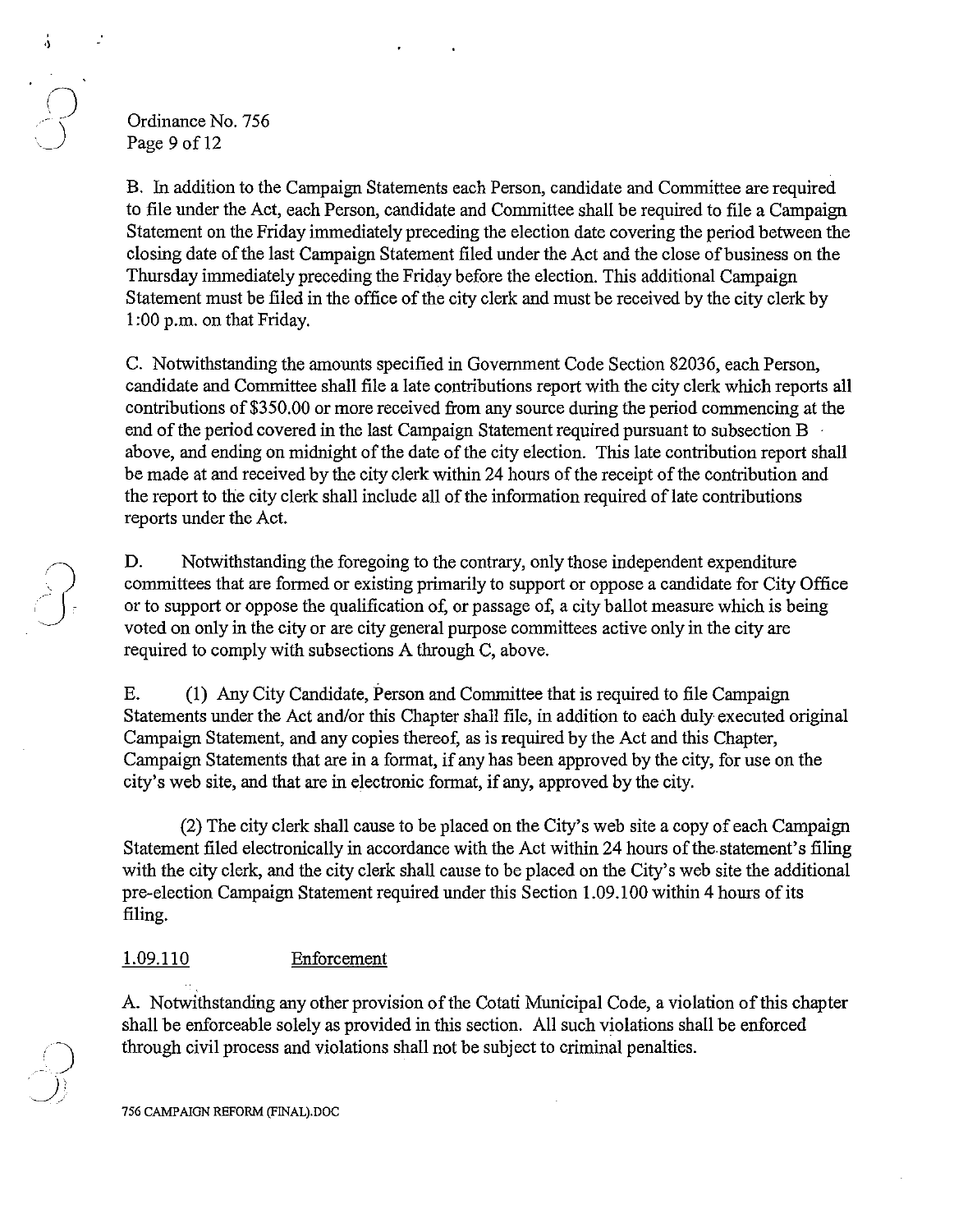B. In addition to the Campaign Statements each Person, candidate and Committee are required to file under the Act, each Person, candidate and Committee shall be required to file a Campaign Statement on the Friday immediately preceding the election date covering the period between the closing date of the last Campaign Statement filed under the Act and the close of business on the Thursday immediately preceding the Friday before the election. This additional Campaign Statement must be filed in the office of the city clerk and must be received by the city clerk by 1:00 p.m. on that Friday.

C. Notwithstanding the amounts specified in Government Code Section 82036, each Person, candidate and Committee shall file a late contributions report with the city clerk which reports all contributions of $350.00 or more received from any source during the period commencing at the end of the period covered in the last Campaign Statement required pursuant to subsection B above, and ending on midnight of the date of the city election. This late contribution report shall be made at and received by the city clerk within 24 hours of the receipt of the contribution and the report to the city clerk shall include all of the information required of late contributions reports under the Act.

D. Notwithstanding the foregoing to the contrary, only those independent expenditure committees that are formed or existing primarily to support or oppose a candidate for City Office or to support or oppose the qualification of, or passage of, a city ballot measure which is being voted on only in the city or are city general purpose committees active only in the city are required to comply with subsections A through C, above.

E. (1) Any City Candidate, Person and Committee that is required to file Campaign Statements under the Act and/or this Chapter shall file, in addition to each duly executed original Campaign Statement, and any copies thereof, as is required by the Act and this Chapter, Campaign Statements that are in a format, if any has been approved by the city, for use on the city's web site, and that are in electronic format, if any, approved by the city.

(2) The city clerk shall cause to be placed on the City's web site a copy of each Campaign Statement filed electronically in accordance with the Act within 24 hours of the statement's filing with the city clerk, and the city clerk shall cause to be placed on the City's web site the additional pre-election Campaign Statement required under this Section 1.09.100 within 4 hours of its filing.

1.09.110 Enforcement

A. Notwithstanding any other provision of the Cotati Municipal Code, a violation of this chapter shall be enforceable solely as provided in this section. All such violations shall be enforced through civil process and violations shall not be subject to criminal penalties.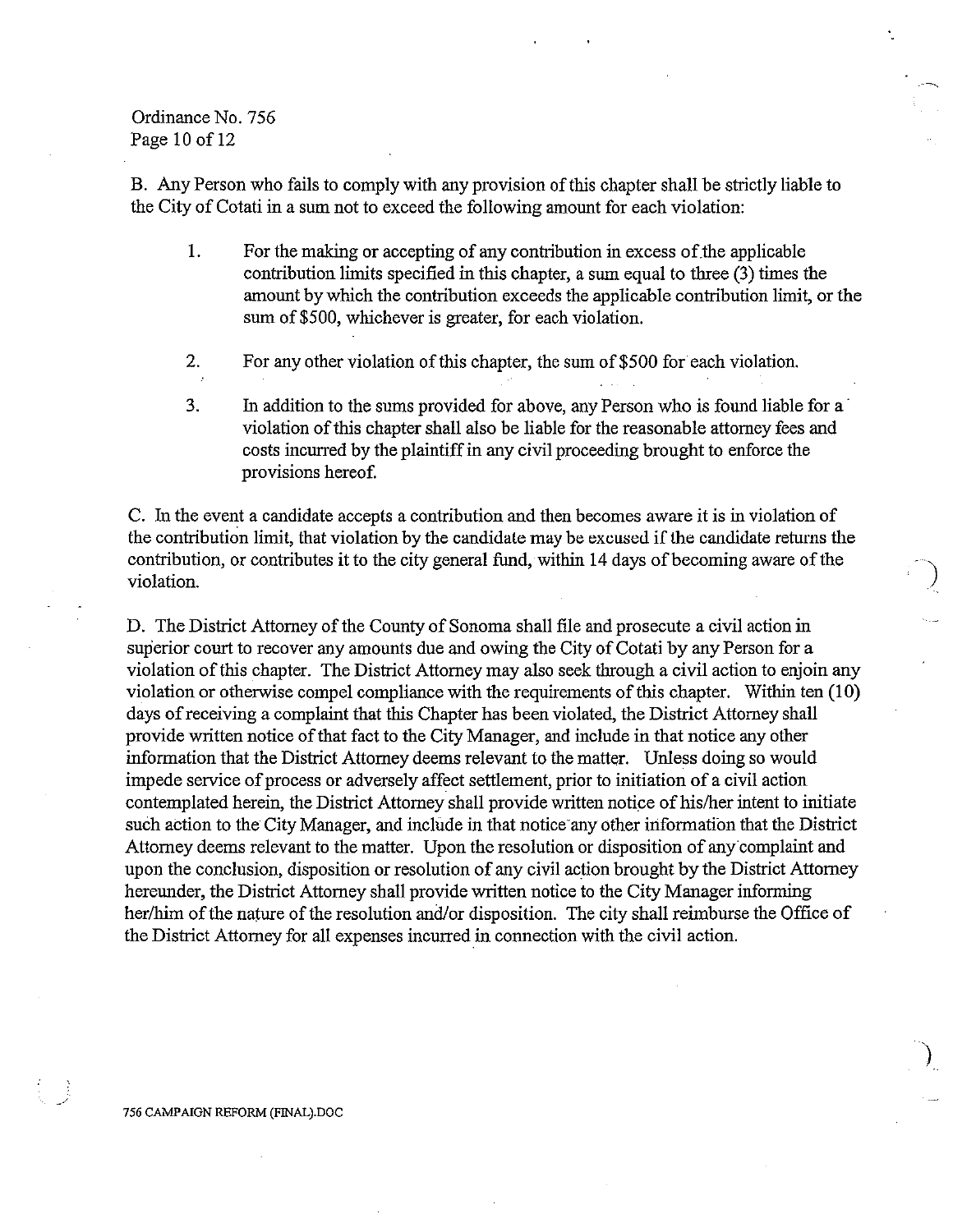B. Any Person who fails to comply with any provision of this chapter shall be strictly liable to the City of Cotati in a sum not to exceed the following amount for each violation:

1. For the making or accepting of any contribution in excess of the applicable contribution limits specified in this chapter, a sum equal to three (3) times the amount by which the contribution exceeds the applicable contribution limit, or the sum of $500, whichever is greater, for each violation.

2. For any other violation of this chapter, the sum of $500 for each violation.

3. In addition to the sums provided for above, any Person who is found liable for a violation of this chapter shall also be liable for the reasonable attorney fees and costs incurred by the plaintiff in any civil proceeding brought to enforce the provisions hereof.

C. In the event a candidate accepts a contribution and then becomes aware it is in violation of the contribution limit, that violation by the candidate may be excused if the candidate returns the contribution, or contributes it to the city general fund, within 14 days of becoming aware of the violation.

D. The District Attorney of the County of Sonoma shall file and prosecute a civil action in superior court to recover any amounts due and owing the City of Cotati by any Person for a violation of this chapter. The District Attorney may also seek through a civil action to enjoin any violation or otherwise compel compliance with the requirements of this chapter. Within ten (10) days of receiving a complaint that this Chapter has been violated, the District Attorney shall provide written notice of that fact to the City Manager, and include in that notice any other information that the District Attorney deems relevant to the matter. Unless doing so would impede service of process or adversely affect settlement, prior to initiation of a civil action contemplated herein, the District Attorney shall provide written notice of his/her intent to initiate such action to the City Manager, and include in that notice any other information that the District Attorney deems relevant to the matter. Upon the resolution or disposition of any complaint and upon the conclusion, disposition or resolution of any civil action brought by the District Attorney hereunder, the District Attorney shall provide written notice to the City Manager informing her/him of the nature of the resolution and/or disposition. The city shall reimburse the Office of the District Attorney for all expenses incurred in connection with the civil action.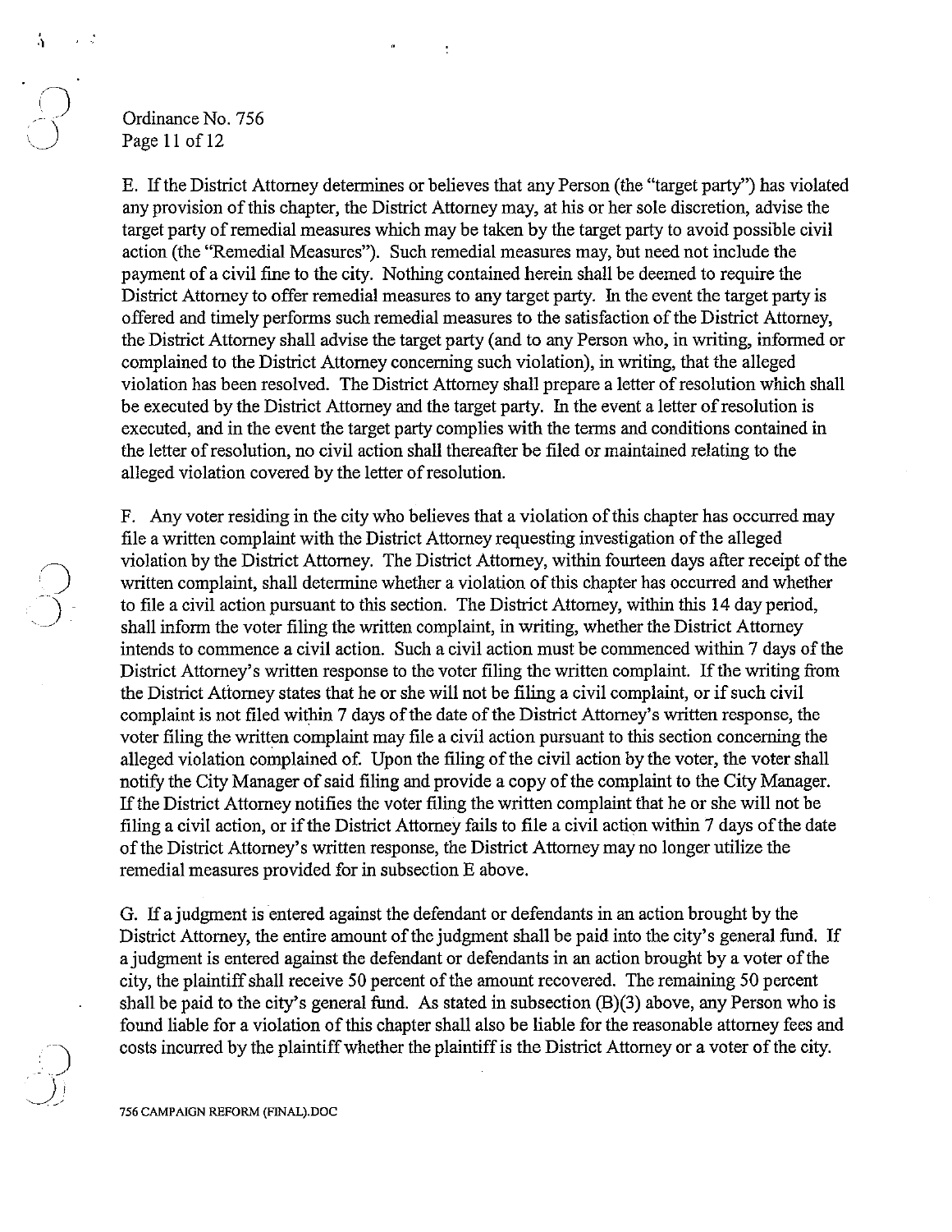E. If the District Attorney determines or believes that any Person (the "target party") has violated any provision of this chapter, the District Attorney may, at his or her sole discretion, advise the target party of remedial measures which may be taken by the target party to avoid possible civil action (the "Remedial Measures"). Such remedial measures may, but need not include the payment of a civil fine to the city. Nothing contained herein shall be deemed to require the District Attorney to offer remedial measures to any target party. In the event the target party is offered and timely performs such remedial measures to the satisfaction of the District Attorney, the District Attorney shall advise the target party (and to any Person who, in writing, informed or complained to the District Attorney concerning such violation), in writing, that the alleged violation has been resolved. The District Attorney shall prepare a letter of resolution which shall be executed by the District Attorney and the target party. In the event a letter of resolution is executed, and in the event the target party complies with the terms and conditions contained in the letter of resolution, no civil action shall thereafter be filed or maintained relating to the alleged violation covered by the letter of resolution.

F. Any voter residing in the city who believes that a violation of this chapter has occurred may file a written complaint with the District Attorney requesting investigation of the alleged violation by the District Attorney. The District Attorney, within fourteen days after receipt of the written complaint, shall determine whether a violation of this chapter has occurred and whether to file a civil action pursuant to this section. The District Attorney, within this 14 day period, shall inform the voter filing the written complaint, in writing, whether the District Attorney intends to commence a civil action. Such a civil action must be commenced within 7 days of the District Attorney's written response to the voter filing the written complaint. If the writing from the District Attorney states that he or she will not be filing a civil complaint, or if such civil complaint is not filed within 7 days of the date of the District Attorney's written response, the voter filing the written complaint may file a civil action pursuant to this section concerning the alleged violation complained of. Upon the filing of the civil action by the voter, the voter shall notify the City Manager of said filing and provide a copy of the complaint to the City Manager. If the District Attorney notifies the voter filing the written complaint that he or she will not be filing a civil action, or if the District Attorney fails to file a civil action within 7 days of the date of the District Attorney's written response, the District Attorney may no longer utilize the remedial measures provided for in subsection E above.

G. If a judgment is entered against the defendant or defendants in an action brought by the District Attorney, the entire amount of the judgment shall be paid into the city's general fund. If a judgment is entered against the defendant or defendants in an action brought by a voter of the city, the plaintiff shall receive 50 percent of the amount recovered. The remaining 50 percent shall be paid to the city's general fund. As stated in subsection (B)(3) above, any Person who is found liable for a violation of this chapter shall also be liable for the reasonable attorney fees and costs incurred by the plaintiff whether the plaintiff is the District Attorney or a voter of the city.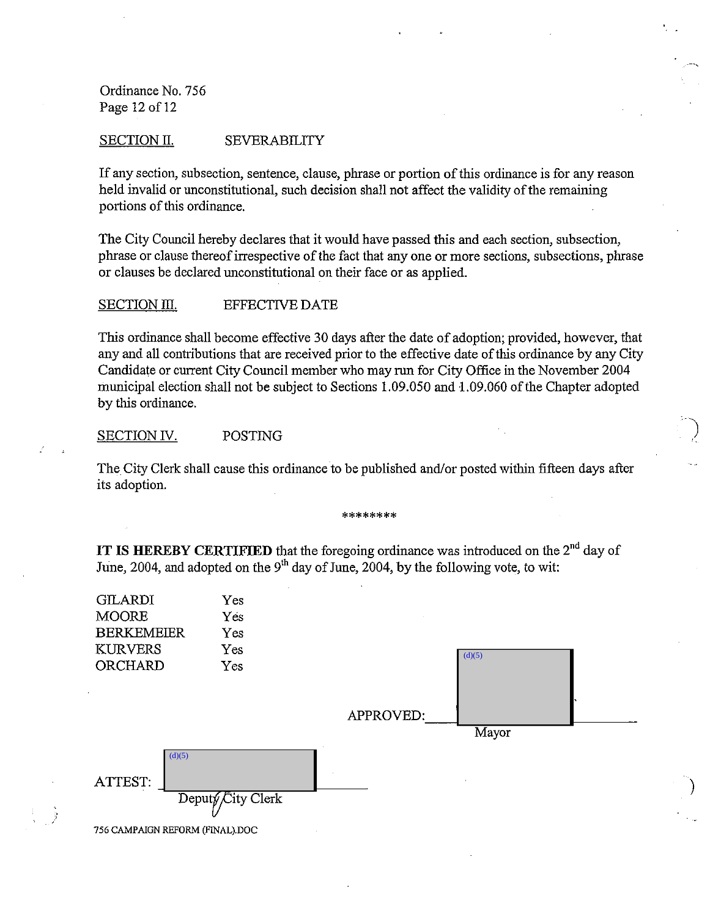Ordinance No. 756

SECTION II. SEVERABILITY

If any section, subsection, sentence, clause, phrase or portion of this ordinance is for any reason held invalid or unconstitutional, such decision shall not affect the validity of the remaining portions of this ordinance.

The City Council hereby declares that it would have passed this and each section, subsection, phrase or clause thereof irrespective of the fact that any one or more sections, subsections, phrase or clauses be declared unconstitutional on their face or as applied.

SECTION III. EFFECTIVE DATE

This ordinance shall become effective 30 days after the date of adoption; provided, however, that any and all contributions that are received prior to the effective date of this ordinance by any City Candidate or current City Council member who may run for City Office in the November 2004 municipal election shall not be subject to Sections 1.09.050 and 1.09.060 of the Chapter adopted by this ordinance.

SECTION IV. POSTING

The City Clerk shall cause this ordinance to be published and/or posted within fifteen days after its adoption.

\*\*\*\*\*\*\*\*

**IT IS HEREBY CERTIFIED** that the foregoing ordinance was introduced on the 2nd day of June, 2004, and adopted on the 9th day of June, 2004, by the following vote, to wit:

| | |
|---|---|
| GILARDI | Yes |
| MOORE | Yes |
| BERKEMEIER | Yes |
| KURVERS | Yes |
| ORCHARD | Yes |

APPROVED: (d)(5)
Mayor

ATTEST: (d)(5)
Deputy City Clerk

756 CAMPAIGN REFORM (FINAL).DOC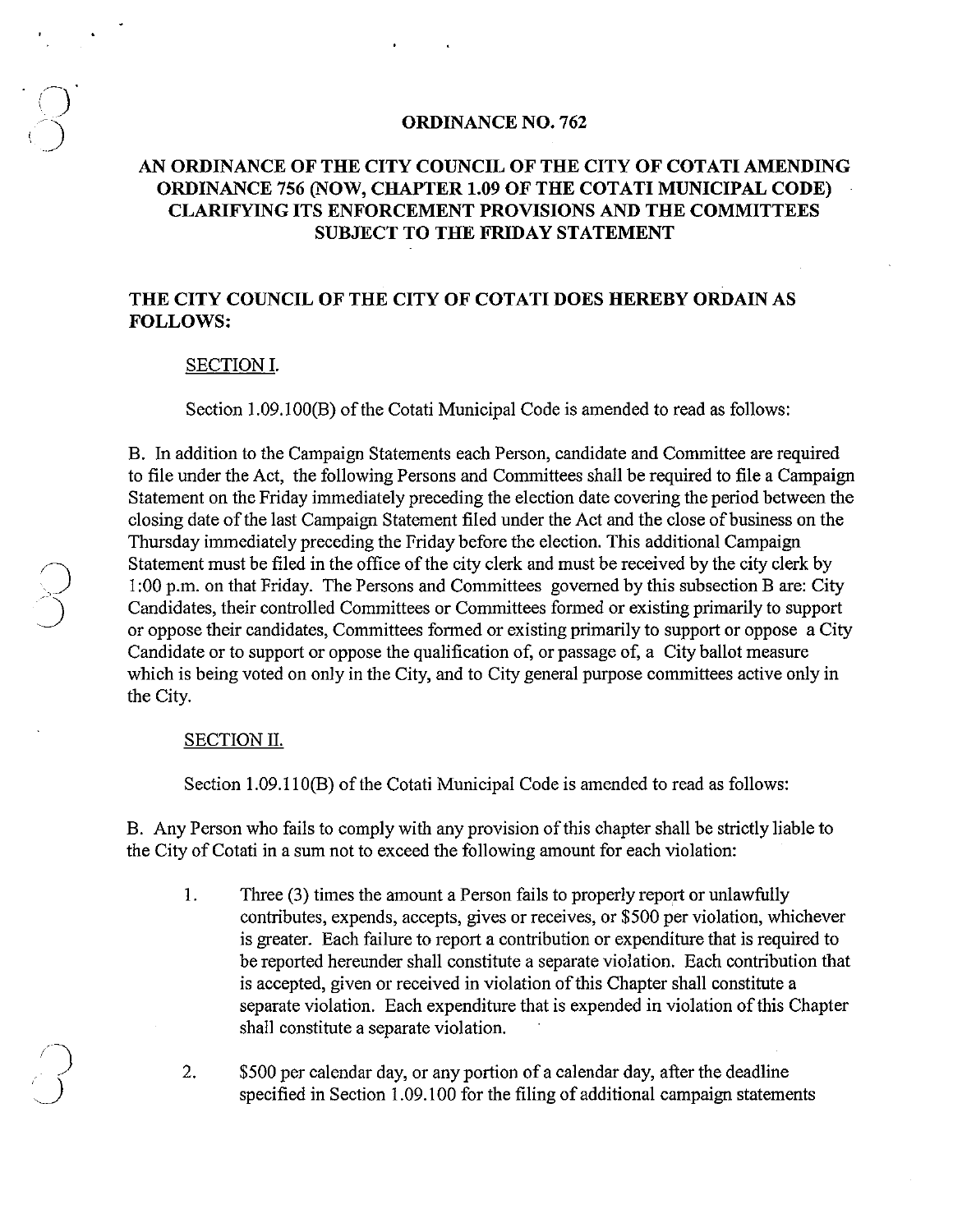# ORDINANCE NO. 762

## AN ORDINANCE OF THE CITY COUNCIL OF THE CITY OF COTATI AMENDING ORDINANCE 756 (NOW, CHAPTER 1.09 OF THE COTATI MUNICIPAL CODE) CLARIFYING ITS ENFORCEMENT PROVISIONS AND THE COMMITTEES SUBJECT TO THE FRIDAY STATEMENT

**THE CITY COUNCIL OF THE CITY OF COTATI DOES HEREBY ORDAIN AS FOLLOWS:**

SECTION I.

Section 1.09.100(B) of the Cotati Municipal Code is amended to read as follows:

B. In addition to the Campaign Statements each Person, candidate and Committee are required to file under the Act, the following Persons and Committees shall be required to file a Campaign Statement on the Friday immediately preceding the election date covering the period between the closing date of the last Campaign Statement filed under the Act and the close of business on the Thursday immediately preceding the Friday before the election. This additional Campaign Statement must be filed in the office of the city clerk and must be received by the city clerk by 1:00 p.m. on that Friday. The Persons and Committees governed by this subsection B are: City Candidates, their controlled Committees or Committees formed or existing primarily to support or oppose their candidates, Committees formed or existing primarily to support or oppose a City Candidate or to support or oppose the qualification of, or passage of, a City ballot measure which is being voted on only in the City, and to City general purpose committees active only in the City.

SECTION II.

Section 1.09.110(B) of the Cotati Municipal Code is amended to read as follows:

B. Any Person who fails to comply with any provision of this chapter shall be strictly liable to the City of Cotati in a sum not to exceed the following amount for each violation:

1. Three (3) times the amount a Person fails to properly report or unlawfully contributes, expends, accepts, gives or receives, or $500 per violation, whichever is greater. Each failure to report a contribution or expenditure that is required to be reported hereunder shall constitute a separate violation. Each contribution that is accepted, given or received in violation of this Chapter shall constitute a separate violation. Each expenditure that is expended in violation of this Chapter shall constitute a separate violation.

2. $500 per calendar day, or any portion of a calendar day, after the deadline specified in Section 1.09.100 for the filing of additional campaign statements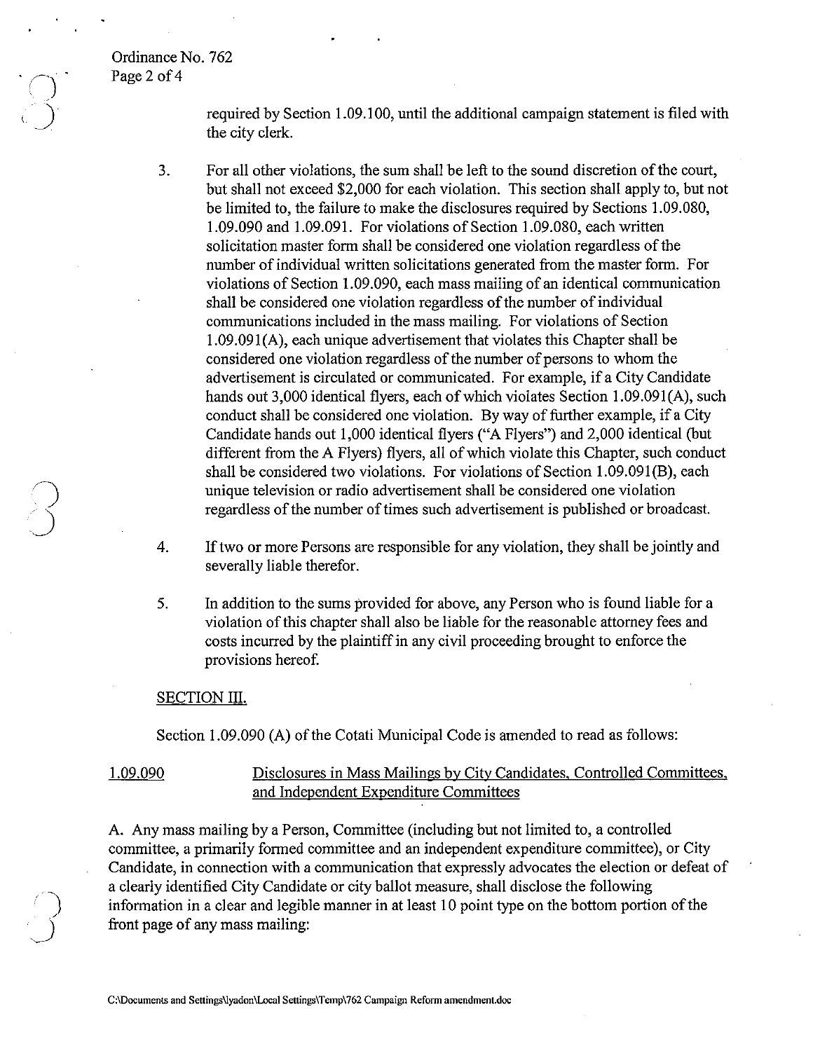required by Section 1.09.100, until the additional campaign statement is filed with the city clerk.

3. For all other violations, the sum shall be left to the sound discretion of the court, but shall not exceed $2,000 for each violation. This section shall apply to, but not be limited to, the failure to make the disclosures required by Sections 1.09.080, 1.09.090 and 1.09.091. For violations of Section 1.09.080, each written solicitation master form shall be considered one violation regardless of the number of individual written solicitations generated from the master form. For violations of Section 1.09.090, each mass mailing of an identical communication shall be considered one violation regardless of the number of individual communications included in the mass mailing. For violations of Section 1.09.091(A), each unique advertisement that violates this Chapter shall be considered one violation regardless of the number of persons to whom the advertisement is circulated or communicated. For example, if a City Candidate hands out 3,000 identical flyers, each of which violates Section 1.09.091(A), such conduct shall be considered one violation. By way of further example, if a City Candidate hands out 1,000 identical flyers ("A Flyers") and 2,000 identical (but different from the A Flyers) flyers, all of which violate this Chapter, such conduct shall be considered two violations. For violations of Section 1.09.091(B), each unique television or radio advertisement shall be considered one violation regardless of the number of times such advertisement is published or broadcast.

4. If two or more Persons are responsible for any violation, they shall be jointly and severally liable therefor.

5. In addition to the sums provided for above, any Person who is found liable for a violation of this chapter shall also be liable for the reasonable attorney fees and costs incurred by the plaintiff in any civil proceeding brought to enforce the provisions hereof.

SECTION III.

Section 1.09.090 (A) of the Cotati Municipal Code is amended to read as follows:

1.09.090 Disclosures in Mass Mailings by City Candidates, Controlled Committees, and Independent Expenditure Committees

A. Any mass mailing by a Person, Committee (including but not limited to, a controlled committee, a primarily formed committee and an independent expenditure committee), or City Candidate, in connection with a communication that expressly advocates the election or defeat of a clearly identified City Candidate or city ballot measure, shall disclose the following information in a clear and legible manner in at least 10 point type on the bottom portion of the front page of any mass mailing: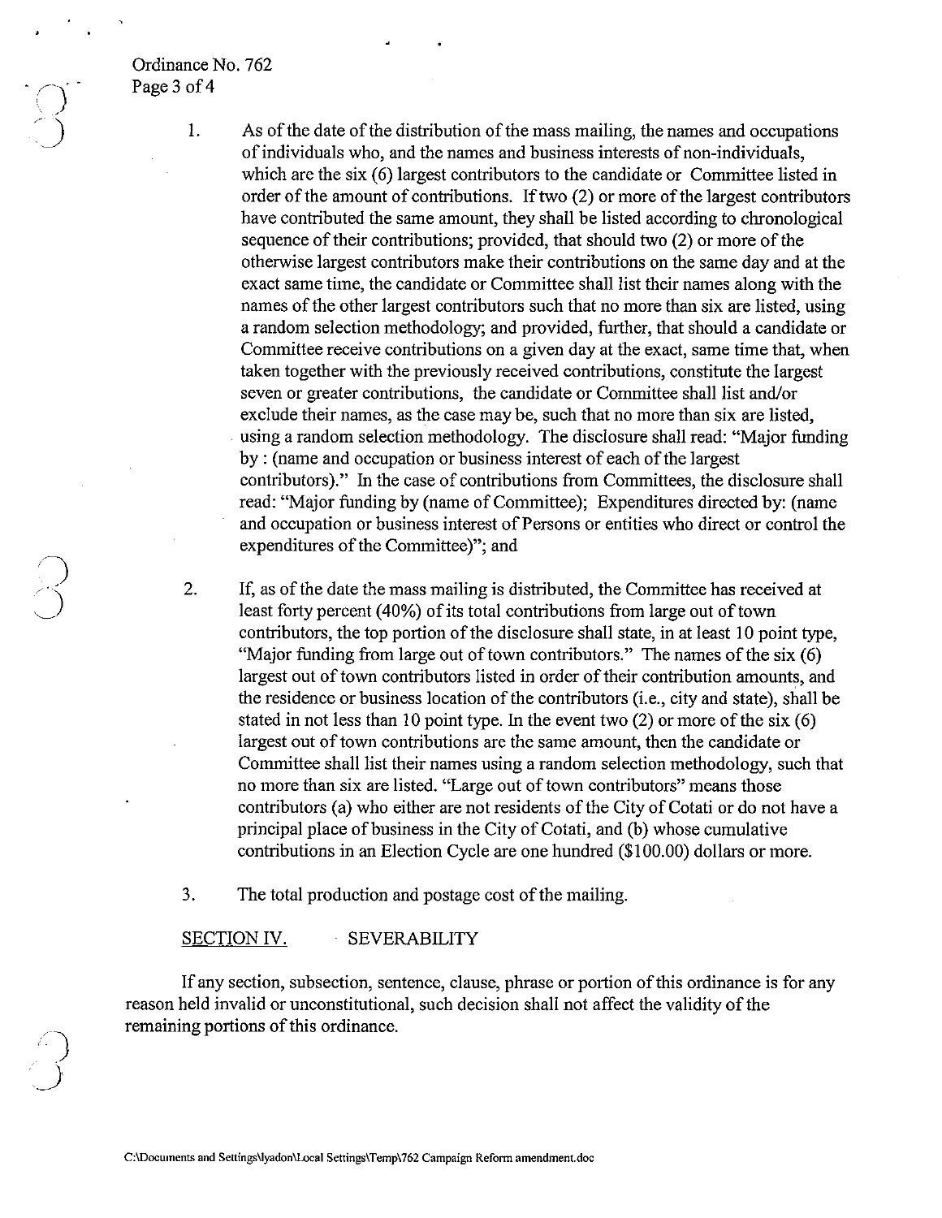1. As of the date of the distribution of the mass mailing, the names and occupations of individuals who, and the names and business interests of non-individuals, which are the six (6) largest contributors to the candidate or Committee listed in order of the amount of contributions. If two (2) or more of the largest contributors have contributed the same amount, they shall be listed according to chronological sequence of their contributions; provided, that should two (2) or more of the otherwise largest contributors make their contributions on the same day and at the exact same time, the candidate or Committee shall list their names along with the names of the other largest contributors such that no more than six are listed, using a random selection methodology; and provided, further, that should a candidate or Committee receive contributions on a given day at the exact, same time that, when taken together with the previously received contributions, constitute the largest seven or greater contributions, the candidate or Committee shall list and/or exclude their names, as the case may be, such that no more than six are listed, using a random selection methodology. The disclosure shall read: "Major funding by : (name and occupation or business interest of each of the largest contributors)." In the case of contributions from Committees, the disclosure shall read: "Major funding by (name of Committee); Expenditures directed by: (name and occupation or business interest of Persons or entities who direct or control the expenditures of the Committee)"; and

2. If, as of the date the mass mailing is distributed, the Committee has received at least forty percent (40%) of its total contributions from large out of town contributors, the top portion of the disclosure shall state, in at least 10 point type, "Major funding from large out of town contributors." The names of the six (6) largest out of town contributors listed in order of their contribution amounts, and the residence or business location of the contributors (i.e., city and state), shall be stated in not less than 10 point type. In the event two (2) or more of the six (6) largest out of town contributions are the same amount, then the candidate or Committee shall list their names using a random selection methodology, such that no more than six are listed. "Large out of town contributors" means those contributors (a) who either are not residents of the City of Cotati or do not have a principal place of business in the City of Cotati, and (b) whose cumulative contributions in an Election Cycle are one hundred ($100.00) dollars or more.

3. The total production and postage cost of the mailing.

## SECTION IV. SEVERABILITY

If any section, subsection, sentence, clause, phrase or portion of this ordinance is for any reason held invalid or unconstitutional, such decision shall not affect the validity of the remaining portions of this ordinance.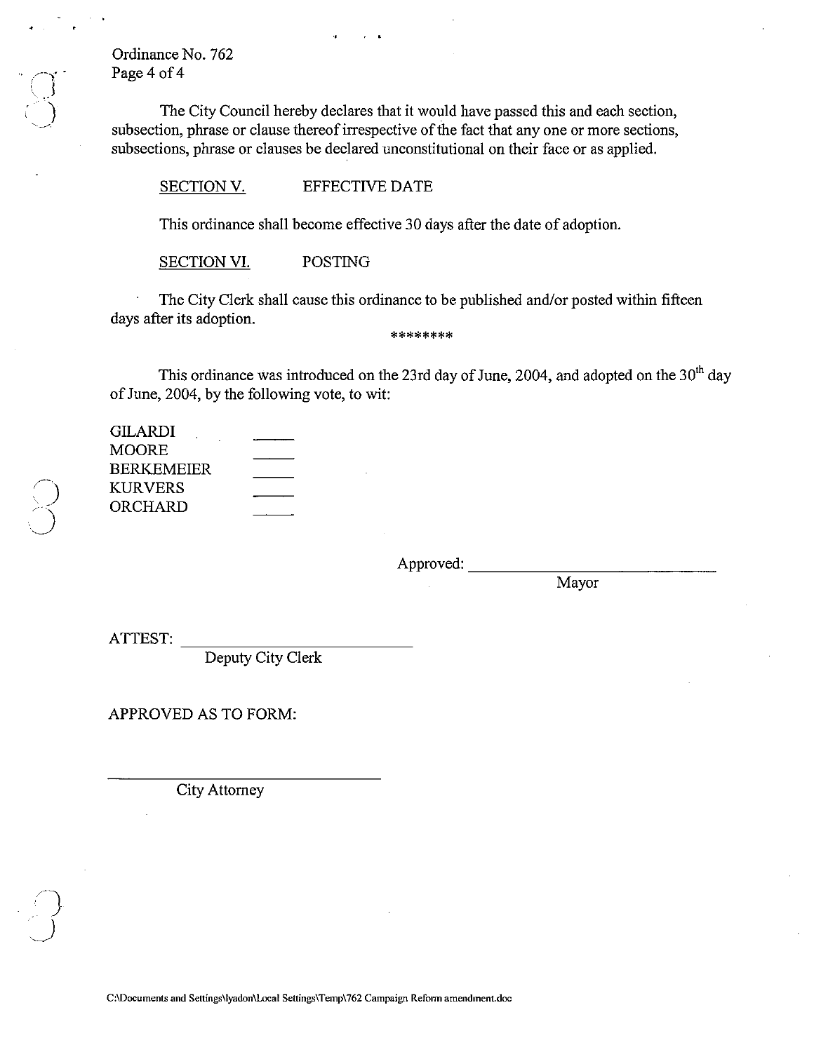The City Council hereby declares that it would have passed this and each section, subsection, phrase or clause thereof irrespective of the fact that any one or more sections, subsections, phrase or clauses be declared unconstitutional on their face or as applied.

SECTION V. EFFECTIVE DATE

This ordinance shall become effective 30 days after the date of adoption.

SECTION VI. POSTING

The City Clerk shall cause this ordinance to be published and/or posted within fifteen days after its adoption.

********

This ordinance was introduced on the 23rd day of June, 2004, and adopted on the 30th day of June, 2004, by the following vote, to wit:

GILARDI \_\_\_\_\_
MOORE \_\_\_\_\_
BERKEMEIER \_\_\_\_\_
KURVERS \_\_\_\_\_
ORCHARD \_\_\_\_\_

Approved: \_\_\_\_\_\_\_\_\_\_\_\_\_\_\_\_\_\_\_\_\_\_\_\_\_\_\_\_\_\_
Mayor

ATTEST: \_\_\_\_\_\_\_\_\_\_\_\_\_\_\_\_\_\_\_\_\_\_\_\_\_\_\_\_\_\_
Deputy City Clerk

APPROVED AS TO FORM:

\_\_\_\_\_\_\_\_\_\_\_\_\_\_\_\_\_\_\_\_\_\_\_\_\_\_\_\_\_\_
City Attorney

C:\Documents and Settings\lyadon\Local Settings\Temp\762 Campaign Reform amendment.doc